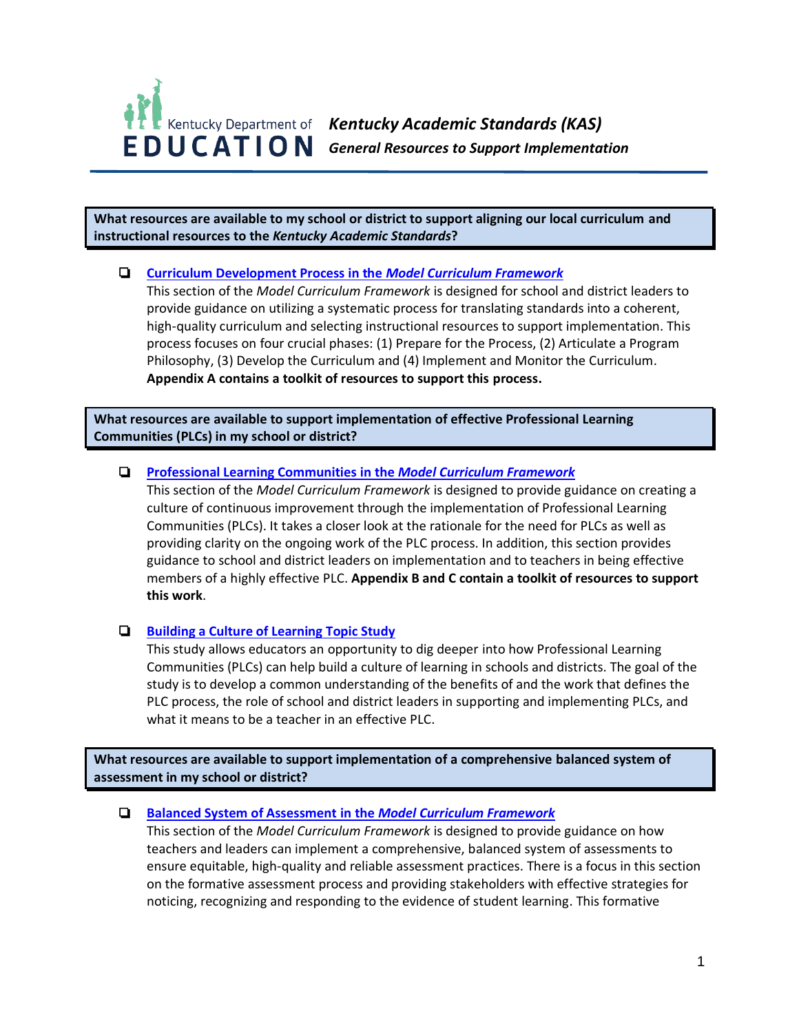# Kentucky Academic Standards (KAS)

## *General Resources to Support Implementation*

**What resources are available to my school or district to support aligning our local curriculum and instructional resources to the *Kentucky Academic Standards*?**

- [ ] **Curriculum Development Process in the *Model Curriculum Framework***
  This section of the *Model Curriculum Framework* is designed for school and district leaders to provide guidance on utilizing a systematic process for translating standards into a coherent, high-quality curriculum and selecting instructional resources to support implementation. This process focuses on four crucial phases: (1) Prepare for the Process, (2) Articulate a Program Philosophy, (3) Develop the Curriculum and (4) Implement and Monitor the Curriculum. **Appendix A contains a toolkit of resources to support this process.**

**What resources are available to support implementation of effective Professional Learning Communities (PLCs) in my school or district?**

- [ ] **Professional Learning Communities in the *Model Curriculum Framework***
  This section of the *Model Curriculum Framework* is designed to provide guidance on creating a culture of continuous improvement through the implementation of Professional Learning Communities (PLCs). It takes a closer look at the rationale for the need for PLCs as well as providing clarity on the ongoing work of the PLC process. In addition, this section provides guidance to school and district leaders on implementation and to teachers in being effective members of a highly effective PLC. **Appendix B and C contain a toolkit of resources to support this work**.

- [ ] **Building a Culture of Learning Topic Study**
  This study allows educators an opportunity to dig deeper into how Professional Learning Communities (PLCs) can help build a culture of learning in schools and districts. The goal of the study is to develop a common understanding of the benefits of and the work that defines the PLC process, the role of school and district leaders in supporting and implementing PLCs, and what it means to be a teacher in an effective PLC.

**What resources are available to support implementation of a comprehensive balanced system of assessment in my school or district?**

- [ ] **Balanced System of Assessment in the *Model Curriculum Framework***
  This section of the *Model Curriculum Framework* is designed to provide guidance on how teachers and leaders can implement a comprehensive, balanced system of assessments to ensure equitable, high-quality and reliable assessment practices. There is a focus in this section on the formative assessment process and providing stakeholders with effective strategies for noticing, recognizing and responding to the evidence of student learning. This formative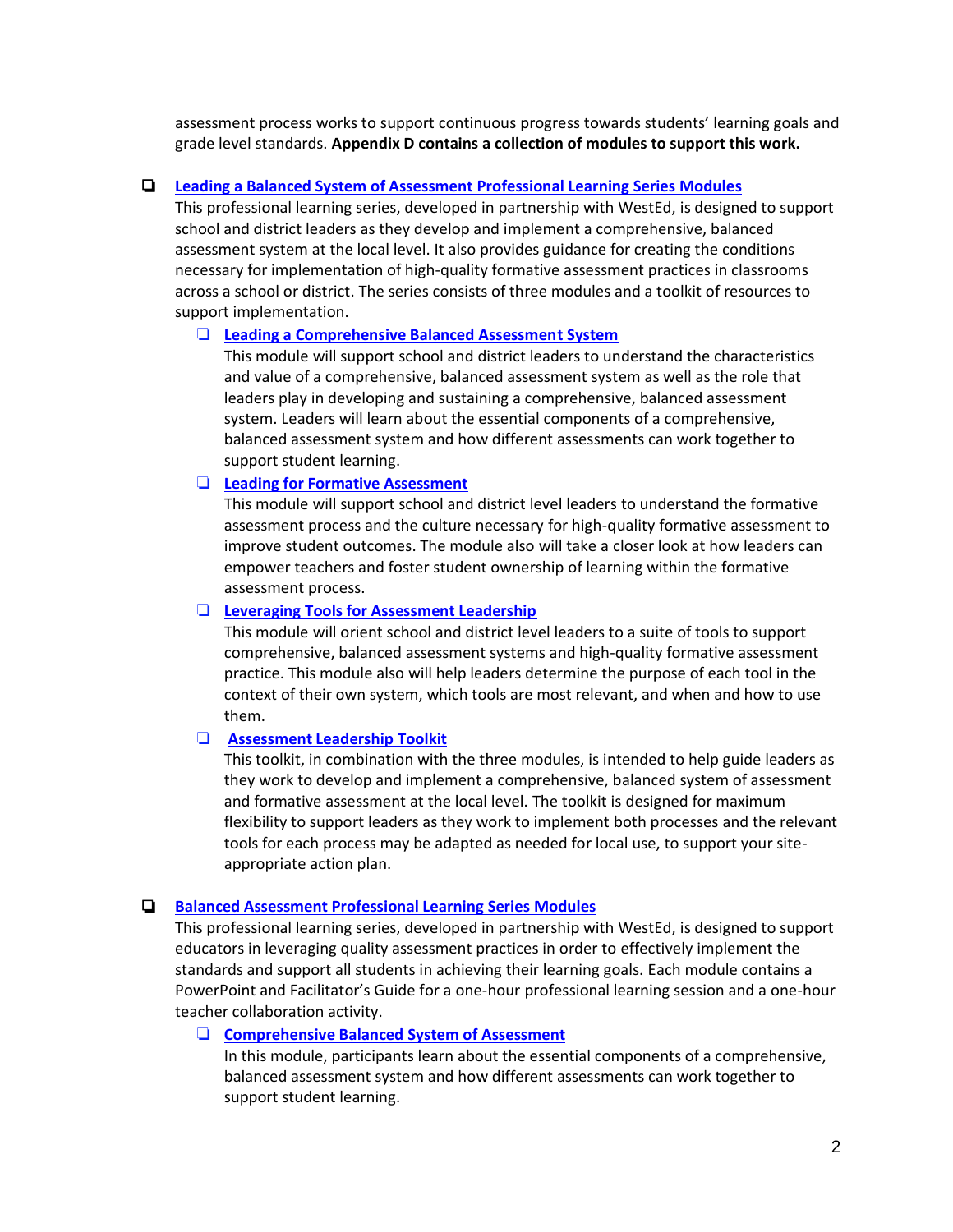assessment process works to support continuous progress towards students' learning goals and grade level standards. **Appendix D contains a collection of modules to support this work.**

- [ ] **Leading a Balanced System of Assessment Professional Learning Series Modules**
  This professional learning series, developed in partnership with WestEd, is designed to support school and district leaders as they develop and implement a comprehensive, balanced assessment system at the local level. It also provides guidance for creating the conditions necessary for implementation of high-quality formative assessment practices in classrooms across a school or district. The series consists of three modules and a toolkit of resources to support implementation.
  - [ ] **Leading a Comprehensive Balanced Assessment System**
    This module will support school and district leaders to understand the characteristics and value of a comprehensive, balanced assessment system as well as the role that leaders play in developing and sustaining a comprehensive, balanced assessment system. Leaders will learn about the essential components of a comprehensive, balanced assessment system and how different assessments can work together to support student learning.
  - [ ] **Leading for Formative Assessment**
    This module will support school and district level leaders to understand the formative assessment process and the culture necessary for high-quality formative assessment to improve student outcomes. The module also will take a closer look at how leaders can empower teachers and foster student ownership of learning within the formative assessment process.
  - [ ] **Leveraging Tools for Assessment Leadership**
    This module will orient school and district level leaders to a suite of tools to support comprehensive, balanced assessment systems and high-quality formative assessment practice. This module also will help leaders determine the purpose of each tool in the context of their own system, which tools are most relevant, and when and how to use them.
  - [ ] **Assessment Leadership Toolkit**
    This toolkit, in combination with the three modules, is intended to help guide leaders as they work to develop and implement a comprehensive, balanced system of assessment and formative assessment at the local level. The toolkit is designed for maximum flexibility to support leaders as they work to implement both processes and the relevant tools for each process may be adapted as needed for local use, to support your site-appropriate action plan.

- [ ] **Balanced Assessment Professional Learning Series Modules**
  This professional learning series, developed in partnership with WestEd, is designed to support educators in leveraging quality assessment practices in order to effectively implement the standards and support all students in achieving their learning goals. Each module contains a PowerPoint and Facilitator's Guide for a one-hour professional learning session and a one-hour teacher collaboration activity.
  - [ ] **Comprehensive Balanced System of Assessment**
    In this module, participants learn about the essential components of a comprehensive, balanced assessment system and how different assessments can work together to support student learning.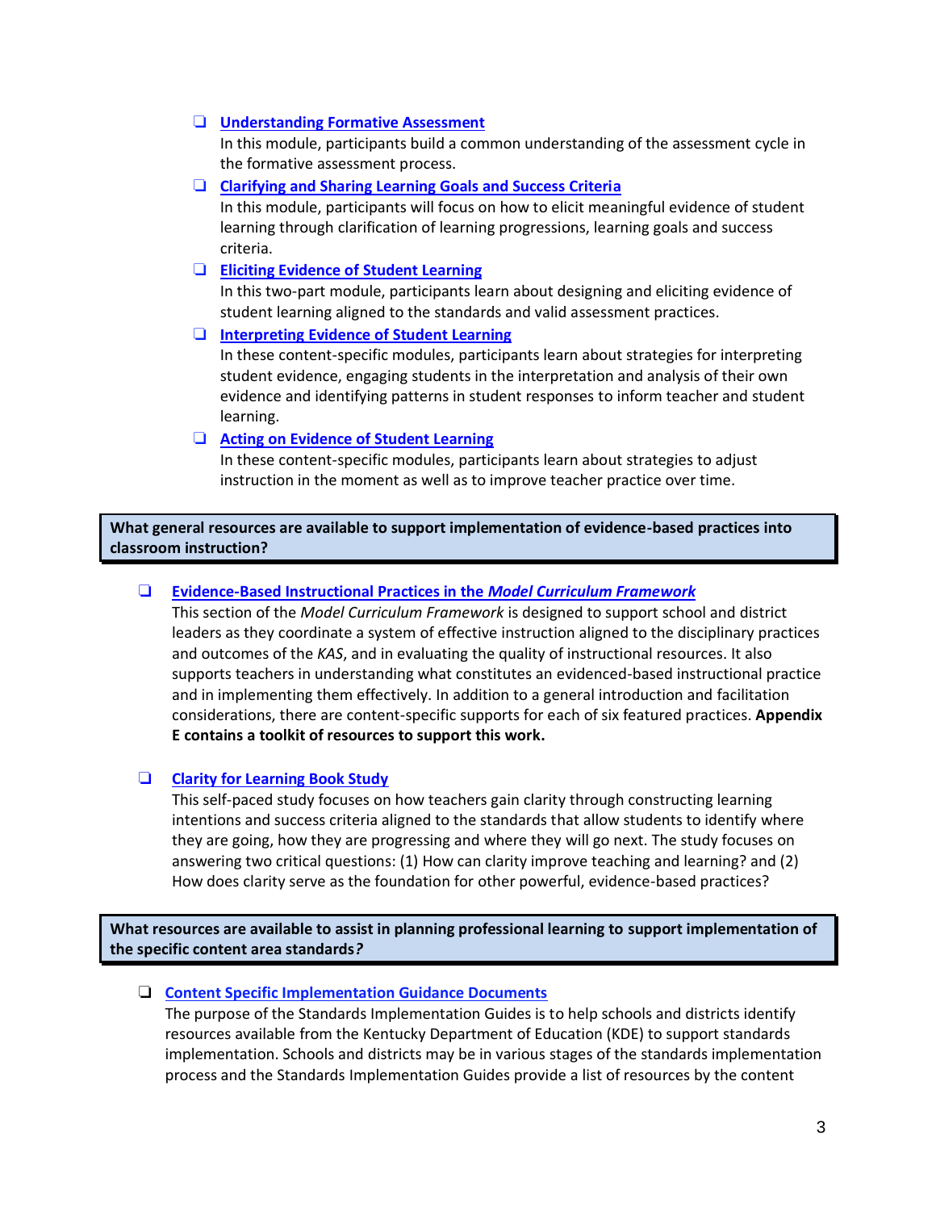- ❑ **Understanding Formative Assessment**
  In this module, participants build a common understanding of the assessment cycle in the formative assessment process.
- ❑ **Clarifying and Sharing Learning Goals and Success Criteria**
  In this module, participants will focus on how to elicit meaningful evidence of student learning through clarification of learning progressions, learning goals and success criteria.
- ❑ **Eliciting Evidence of Student Learning**
  In this two-part module, participants learn about designing and eliciting evidence of student learning aligned to the standards and valid assessment practices.
- ❑ **Interpreting Evidence of Student Learning**
  In these content-specific modules, participants learn about strategies for interpreting student evidence, engaging students in the interpretation and analysis of their own evidence and identifying patterns in student responses to inform teacher and student learning.
- ❑ **Acting on Evidence of Student Learning**
  In these content-specific modules, participants learn about strategies to adjust instruction in the moment as well as to improve teacher practice over time.

**What general resources are available to support implementation of evidence-based practices into classroom instruction?**

- ❑ **Evidence-Based Instructional Practices in the *Model Curriculum Framework***
  This section of the *Model Curriculum Framework* is designed to support school and district leaders as they coordinate a system of effective instruction aligned to the disciplinary practices and outcomes of the *KAS*, and in evaluating the quality of instructional resources. It also supports teachers in understanding what constitutes an evidenced-based instructional practice and in implementing them effectively. In addition to a general introduction and facilitation considerations, there are content-specific supports for each of six featured practices. **Appendix E contains a toolkit of resources to support this work.**

- ❑ **Clarity for Learning Book Study**
  This self-paced study focuses on how teachers gain clarity through constructing learning intentions and success criteria aligned to the standards that allow students to identify where they are going, how they are progressing and where they will go next. The study focuses on answering two critical questions: (1) How can clarity improve teaching and learning? and (2) How does clarity serve as the foundation for other powerful, evidence-based practices?

**What resources are available to assist in planning professional learning to support implementation of the specific content area standards*?***

- ❑ **Content Specific Implementation Guidance Documents**
  The purpose of the Standards Implementation Guides is to help schools and districts identify resources available from the Kentucky Department of Education (KDE) to support standards implementation. Schools and districts may be in various stages of the standards implementation process and the Standards Implementation Guides provide a list of resources by the content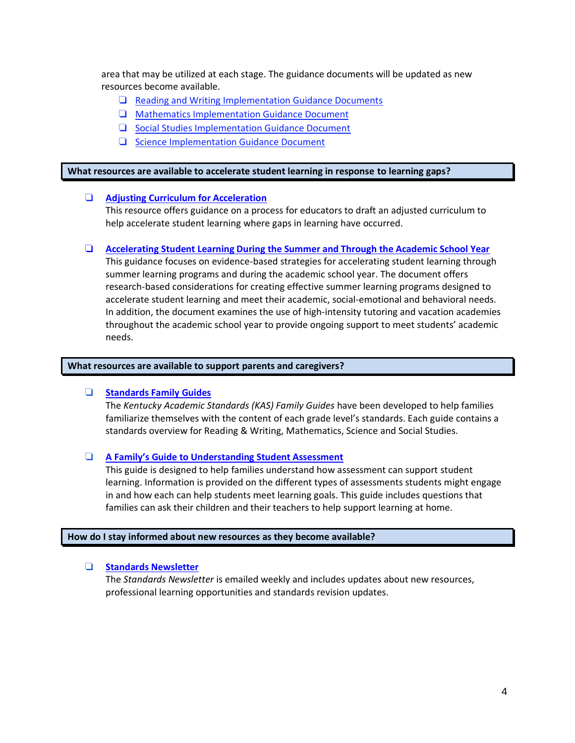area that may be utilized at each stage. The guidance documents will be updated as new resources become available.

- Reading and Writing Implementation Guidance Documents
- Mathematics Implementation Guidance Document
- Social Studies Implementation Guidance Document
- Science Implementation Guidance Document

## What resources are available to accelerate student learning in response to learning gaps?

- **Adjusting Curriculum for Acceleration**
  This resource offers guidance on a process for educators to draft an adjusted curriculum to help accelerate student learning where gaps in learning have occurred.

- **Accelerating Student Learning During the Summer and Through the Academic School Year**
  This guidance focuses on evidence-based strategies for accelerating student learning through summer learning programs and during the academic school year. The document offers research-based considerations for creating effective summer learning programs designed to accelerate student learning and meet their academic, social-emotional and behavioral needs. In addition, the document examines the use of high-intensity tutoring and vacation academies throughout the academic school year to provide ongoing support to meet students' academic needs.

## What resources are available to support parents and caregivers?

- **Standards Family Guides**
  The *Kentucky Academic Standards (KAS) Family Guides* have been developed to help families familiarize themselves with the content of each grade level's standards. Each guide contains a standards overview for Reading & Writing, Mathematics, Science and Social Studies.

- **A Family's Guide to Understanding Student Assessment**
  This guide is designed to help families understand how assessment can support student learning. Information is provided on the different types of assessments students might engage in and how each can help students meet learning goals. This guide includes questions that families can ask their children and their teachers to help support learning at home.

## How do I stay informed about new resources as they become available?

- **Standards Newsletter**
  The *Standards Newsletter* is emailed weekly and includes updates about new resources, professional learning opportunities and standards revision updates.